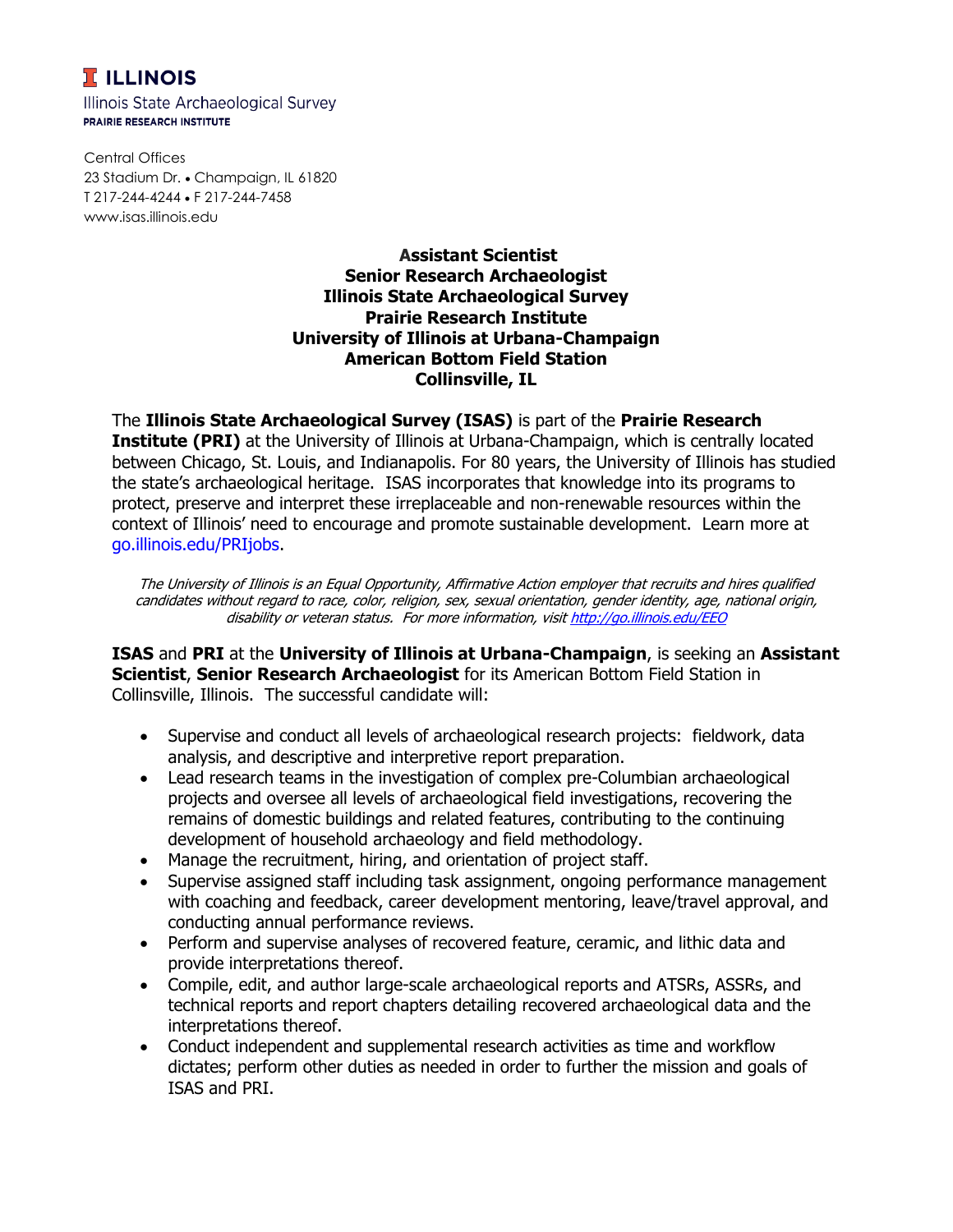**I ILLINOIS**

Illinois State Archaeological Survey
**PRAIRIE RESEARCH INSTITUTE**

Central Offices
23 Stadium Dr. • Champaign, IL 61820
T 217-244-4244 • F 217-244-7458
www.isas.illinois.edu

**Assistant Scientist**
**Senior Research Archaeologist**
**Illinois State Archaeological Survey**
**Prairie Research Institute**
**University of Illinois at Urbana-Champaign**
**American Bottom Field Station**
**Collinsville, IL**

The **Illinois State Archaeological Survey (ISAS)** is part of the **Prairie Research Institute (PRI)** at the University of Illinois at Urbana-Champaign, which is centrally located between Chicago, St. Louis, and Indianapolis. For 80 years, the University of Illinois has studied the state's archaeological heritage. ISAS incorporates that knowledge into its programs to protect, preserve and interpret these irreplaceable and non-renewable resources within the context of Illinois' need to encourage and promote sustainable development. Learn more at go.illinois.edu/PRIjobs.

*The University of Illinois is an Equal Opportunity, Affirmative Action employer that recruits and hires qualified candidates without regard to race, color, religion, sex, sexual orientation, gender identity, age, national origin, disability or veteran status. For more information, visit http://go.illinois.edu/EEO*

**ISAS** and **PRI** at the **University of Illinois at Urbana-Champaign**, is seeking an **Assistant Scientist**, **Senior Research Archaeologist** for its American Bottom Field Station in Collinsville, Illinois. The successful candidate will:

- Supervise and conduct all levels of archaeological research projects: fieldwork, data analysis, and descriptive and interpretive report preparation.
- Lead research teams in the investigation of complex pre-Columbian archaeological projects and oversee all levels of archaeological field investigations, recovering the remains of domestic buildings and related features, contributing to the continuing development of household archaeology and field methodology.
- Manage the recruitment, hiring, and orientation of project staff.
- Supervise assigned staff including task assignment, ongoing performance management with coaching and feedback, career development mentoring, leave/travel approval, and conducting annual performance reviews.
- Perform and supervise analyses of recovered feature, ceramic, and lithic data and provide interpretations thereof.
- Compile, edit, and author large-scale archaeological reports and ATSRs, ASSRs, and technical reports and report chapters detailing recovered archaeological data and the interpretations thereof.
- Conduct independent and supplemental research activities as time and workflow dictates; perform other duties as needed in order to further the mission and goals of ISAS and PRI.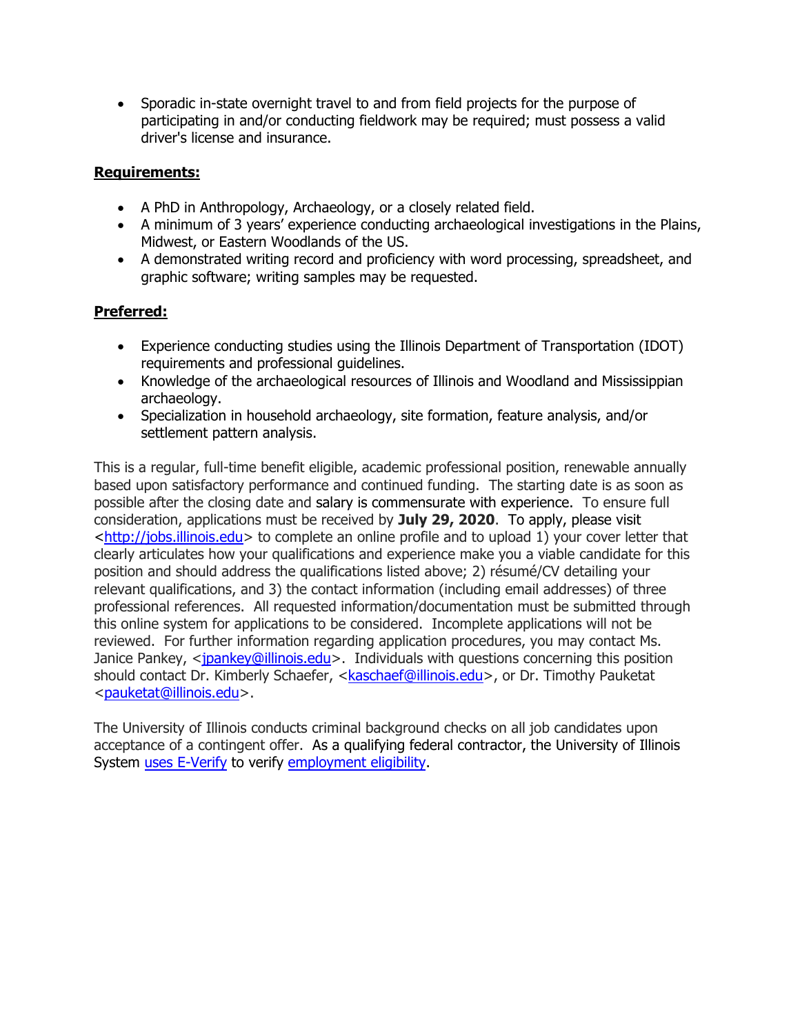- Sporadic in-state overnight travel to and from field projects for the purpose of participating in and/or conducting fieldwork may be required; must possess a valid driver's license and insurance.

**Requirements:**

- A PhD in Anthropology, Archaeology, or a closely related field.
- A minimum of 3 years' experience conducting archaeological investigations in the Plains, Midwest, or Eastern Woodlands of the US.
- A demonstrated writing record and proficiency with word processing, spreadsheet, and graphic software; writing samples may be requested.

**Preferred:**

- Experience conducting studies using the Illinois Department of Transportation (IDOT) requirements and professional guidelines.
- Knowledge of the archaeological resources of Illinois and Woodland and Mississippian archaeology.
- Specialization in household archaeology, site formation, feature analysis, and/or settlement pattern analysis.

This is a regular, full-time benefit eligible, academic professional position, renewable annually based upon satisfactory performance and continued funding. The starting date is as soon as possible after the closing date and salary is commensurate with experience. To ensure full consideration, applications must be received by **July 29, 2020**. To apply, please visit <http://jobs.illinois.edu> to complete an online profile and to upload 1) your cover letter that clearly articulates how your qualifications and experience make you a viable candidate for this position and should address the qualifications listed above; 2) résumé/CV detailing your relevant qualifications, and 3) the contact information (including email addresses) of three professional references. All requested information/documentation must be submitted through this online system for applications to be considered. Incomplete applications will not be reviewed. For further information regarding application procedures, you may contact Ms. Janice Pankey, <jpankey@illinois.edu>. Individuals with questions concerning this position should contact Dr. Kimberly Schaefer, <kaschaef@illinois.edu>, or Dr. Timothy Pauketat <pauketat@illinois.edu>.

The University of Illinois conducts criminal background checks on all job candidates upon acceptance of a contingent offer. As a qualifying federal contractor, the University of Illinois System uses E-Verify to verify employment eligibility.